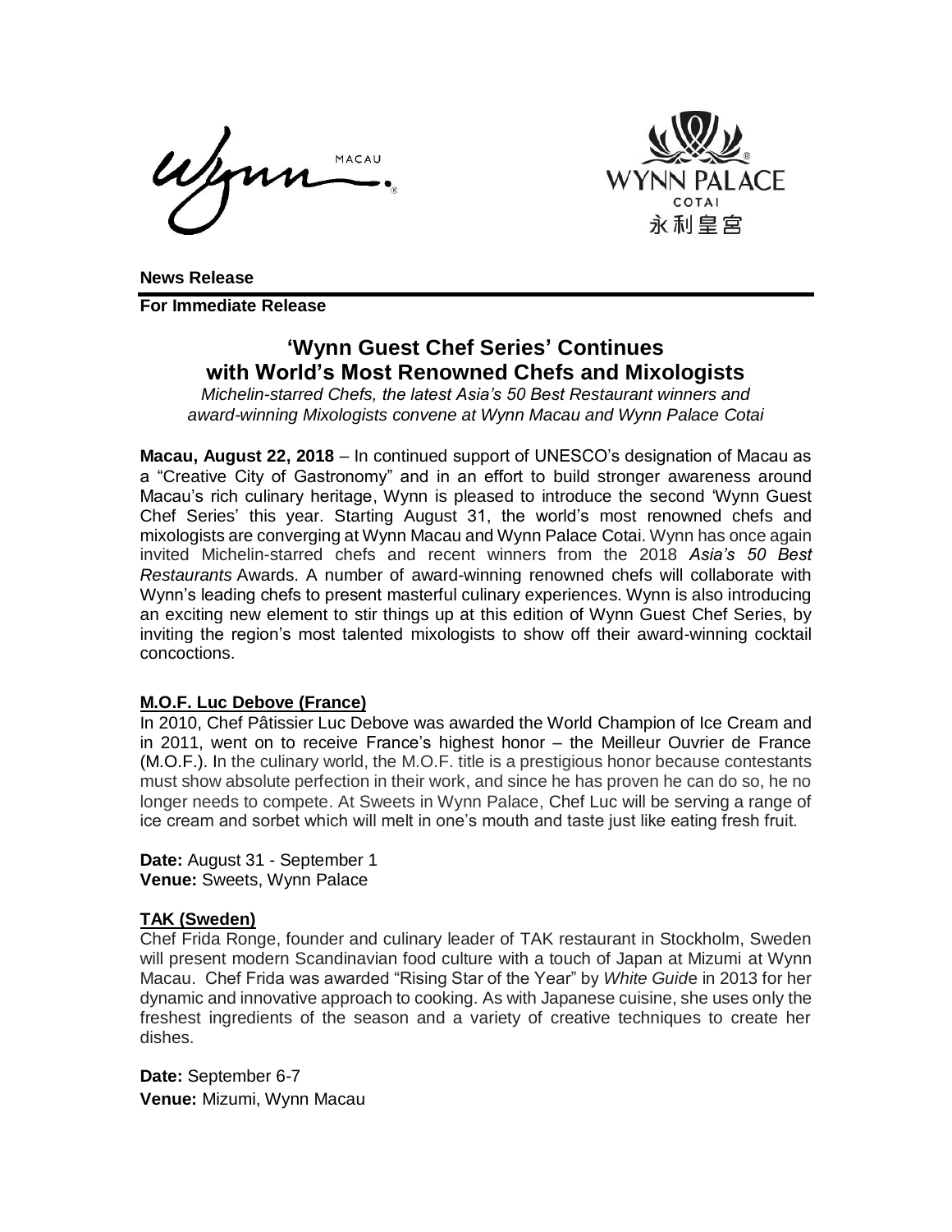**News Release**

**For Immediate Release**

# 'Wynn Guest Chef Series' Continues with World's Most Renowned Chefs and Mixologists

*Michelin-starred Chefs, the latest Asia's 50 Best Restaurant winners and award-winning Mixologists convene at Wynn Macau and Wynn Palace Cotai*

**Macau, August 22, 2018** – In continued support of UNESCO's designation of Macau as a "Creative City of Gastronomy" and in an effort to build stronger awareness around Macau's rich culinary heritage, Wynn is pleased to introduce the second 'Wynn Guest Chef Series' this year. Starting August 31, the world's most renowned chefs and mixologists are converging at Wynn Macau and Wynn Palace Cotai. Wynn has once again invited Michelin-starred chefs and recent winners from the 2018 *Asia's 50 Best Restaurants* Awards. A number of award-winning renowned chefs will collaborate with Wynn's leading chefs to present masterful culinary experiences. Wynn is also introducing an exciting new element to stir things up at this edition of Wynn Guest Chef Series, by inviting the region's most talented mixologists to show off their award-winning cocktail concoctions.

## M.O.F. Luc Debove (France)

In 2010, Chef Pâtissier Luc Debove was awarded the World Champion of Ice Cream and in 2011, went on to receive France's highest honor – the Meilleur Ouvrier de France (M.O.F.). In the culinary world, the M.O.F. title is a prestigious honor because contestants must show absolute perfection in their work, and since he has proven he can do so, he no longer needs to compete. At Sweets in Wynn Palace, Chef Luc will be serving a range of ice cream and sorbet which will melt in one's mouth and taste just like eating fresh fruit.

**Date:** August 31 - September 1
**Venue:** Sweets, Wynn Palace

## TAK (Sweden)

Chef Frida Ronge, founder and culinary leader of TAK restaurant in Stockholm, Sweden will present modern Scandinavian food culture with a touch of Japan at Mizumi at Wynn Macau. Chef Frida was awarded "Rising Star of the Year" by *White Guide* in 2013 for her dynamic and innovative approach to cooking. As with Japanese cuisine, she uses only the freshest ingredients of the season and a variety of creative techniques to create her dishes.

**Date:** September 6-7
**Venue:** Mizumi, Wynn Macau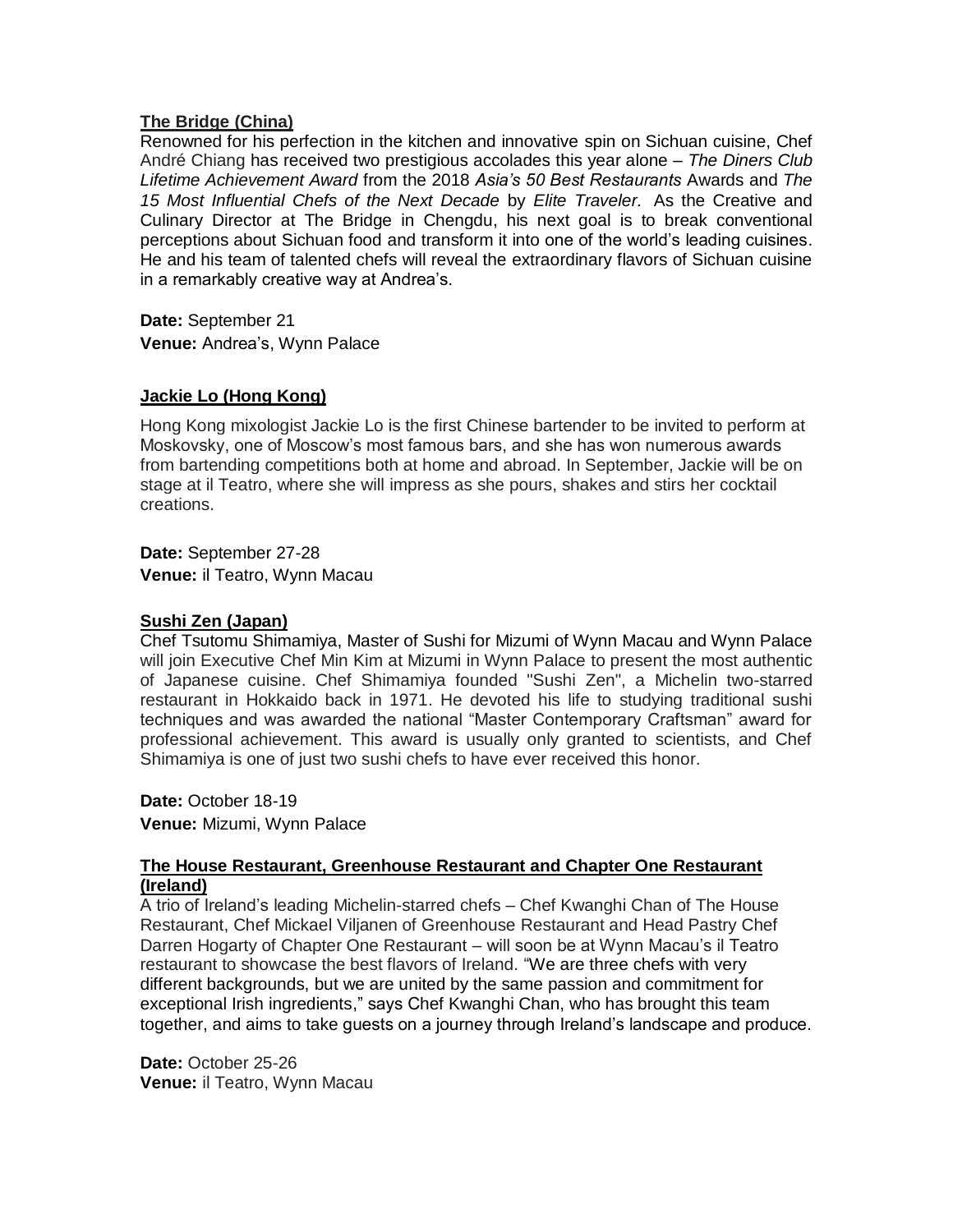**The Bridge (China)**

Renowned for his perfection in the kitchen and innovative spin on Sichuan cuisine, Chef André Chiang has received two prestigious accolades this year alone – *The Diners Club Lifetime Achievement Award* from the 2018 *Asia's 50 Best Restaurants* Awards and *The 15 Most Influential Chefs of the Next Decade* by *Elite Traveler*. As the Creative and Culinary Director at The Bridge in Chengdu, his next goal is to break conventional perceptions about Sichuan food and transform it into one of the world's leading cuisines. He and his team of talented chefs will reveal the extraordinary flavors of Sichuan cuisine in a remarkably creative way at Andrea's.

**Date:** September 21

**Venue:** Andrea's, Wynn Palace

**Jackie Lo (Hong Kong)**

Hong Kong mixologist Jackie Lo is the first Chinese bartender to be invited to perform at Moskovsky, one of Moscow's most famous bars, and she has won numerous awards from bartending competitions both at home and abroad. In September, Jackie will be on stage at il Teatro, where she will impress as she pours, shakes and stirs her cocktail creations.

**Date:** September 27-28

**Venue:** il Teatro, Wynn Macau

**Sushi Zen (Japan)**

Chef Tsutomu Shimamiya, Master of Sushi for Mizumi of Wynn Macau and Wynn Palace will join Executive Chef Min Kim at Mizumi in Wynn Palace to present the most authentic of Japanese cuisine. Chef Shimamiya founded "Sushi Zen", a Michelin two-starred restaurant in Hokkaido back in 1971. He devoted his life to studying traditional sushi techniques and was awarded the national "Master Contemporary Craftsman" award for professional achievement. This award is usually only granted to scientists, and Chef Shimamiya is one of just two sushi chefs to have ever received this honor.

**Date:** October 18-19

**Venue:** Mizumi, Wynn Palace

**The House Restaurant, Greenhouse Restaurant and Chapter One Restaurant (Ireland)**

A trio of Ireland's leading Michelin-starred chefs – Chef Kwanghi Chan of The House Restaurant, Chef Mickael Viljanen of Greenhouse Restaurant and Head Pastry Chef Darren Hogarty of Chapter One Restaurant – will soon be at Wynn Macau's il Teatro restaurant to showcase the best flavors of Ireland. "We are three chefs with very different backgrounds, but we are united by the same passion and commitment for exceptional Irish ingredients," says Chef Kwanghi Chan, who has brought this team together, and aims to take guests on a journey through Ireland's landscape and produce.

**Date:** October 25-26

**Venue:** il Teatro, Wynn Macau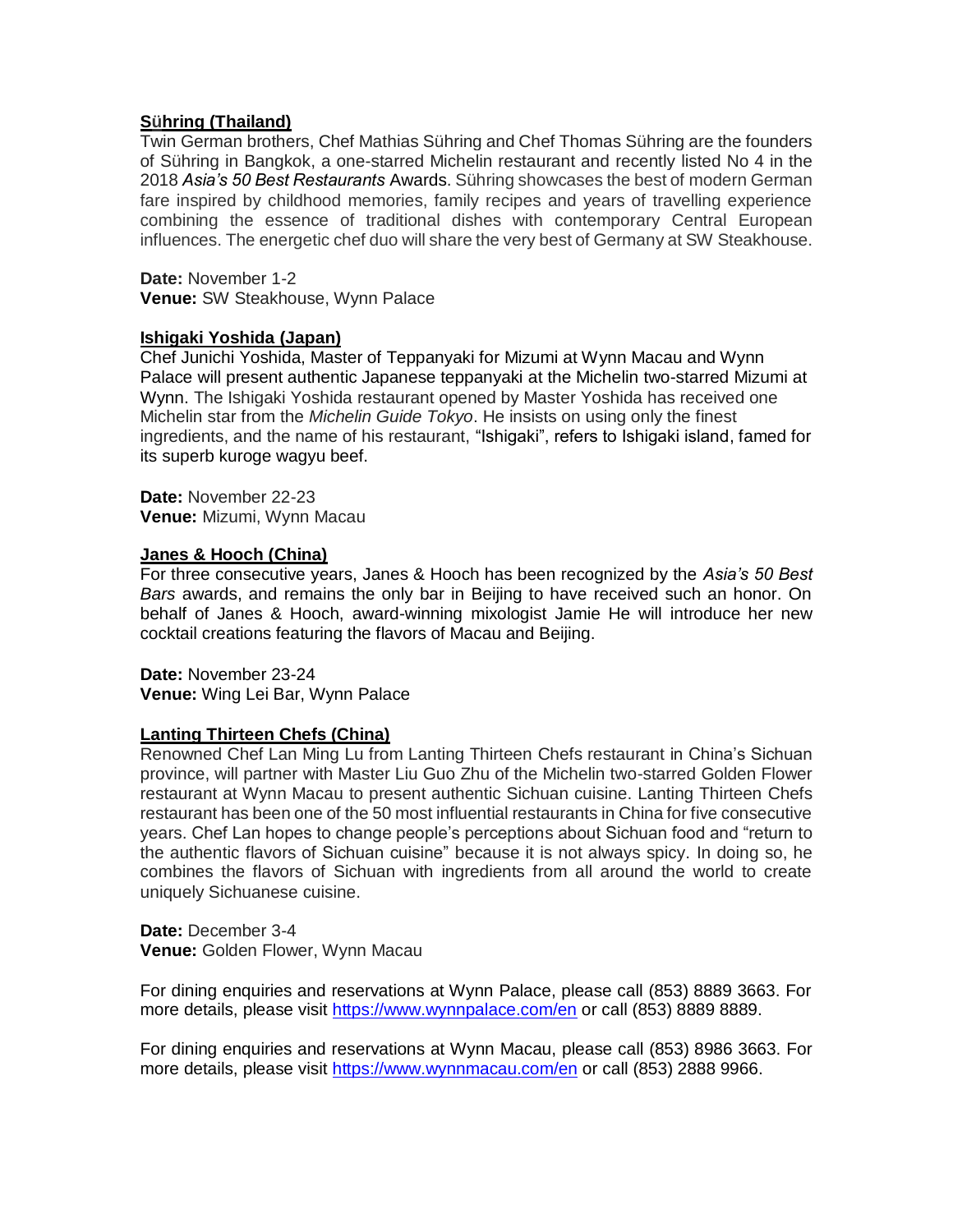**Sühring (Thailand)**

Twin German brothers, Chef Mathias Sühring and Chef Thomas Sühring are the founders of Sühring in Bangkok, a one-starred Michelin restaurant and recently listed No 4 in the 2018 *Asia's 50 Best Restaurants* Awards. Sühring showcases the best of modern German fare inspired by childhood memories, family recipes and years of travelling experience combining the essence of traditional dishes with contemporary Central European influences. The energetic chef duo will share the very best of Germany at SW Steakhouse.

**Date:** November 1-2
**Venue:** SW Steakhouse, Wynn Palace

**Ishigaki Yoshida (Japan)**

Chef Junichi Yoshida, Master of Teppanyaki for Mizumi at Wynn Macau and Wynn Palace will present authentic Japanese teppanyaki at the Michelin two-starred Mizumi at Wynn. The Ishigaki Yoshida restaurant opened by Master Yoshida has received one Michelin star from the *Michelin Guide Tokyo*. He insists on using only the finest ingredients, and the name of his restaurant, "Ishigaki", refers to Ishigaki island, famed for its superb kuroge wagyu beef.

**Date:** November 22-23
**Venue:** Mizumi, Wynn Macau

**Janes & Hooch (China)**

For three consecutive years, Janes & Hooch has been recognized by the *Asia's 50 Best Bars* awards, and remains the only bar in Beijing to have received such an honor. On behalf of Janes & Hooch, award-winning mixologist Jamie He will introduce her new cocktail creations featuring the flavors of Macau and Beijing.

**Date:** November 23-24
**Venue:** Wing Lei Bar, Wynn Palace

**Lanting Thirteen Chefs (China)**

Renowned Chef Lan Ming Lu from Lanting Thirteen Chefs restaurant in China's Sichuan province, will partner with Master Liu Guo Zhu of the Michelin two-starred Golden Flower restaurant at Wynn Macau to present authentic Sichuan cuisine. Lanting Thirteen Chefs restaurant has been one of the 50 most influential restaurants in China for five consecutive years. Chef Lan hopes to change people's perceptions about Sichuan food and "return to the authentic flavors of Sichuan cuisine" because it is not always spicy. In doing so, he combines the flavors of Sichuan with ingredients from all around the world to create uniquely Sichuanese cuisine.

**Date:** December 3-4
**Venue:** Golden Flower, Wynn Macau

For dining enquiries and reservations at Wynn Palace, please call (853) 8889 3663. For more details, please visit [https://www.wynnpalace.com/en](https://www.wynnpalace.com/en) or call (853) 8889 8889.

For dining enquiries and reservations at Wynn Macau, please call (853) 8986 3663. For more details, please visit [https://www.wynnmacau.com/en](https://www.wynnmacau.com/en) or call (853) 2888 9966.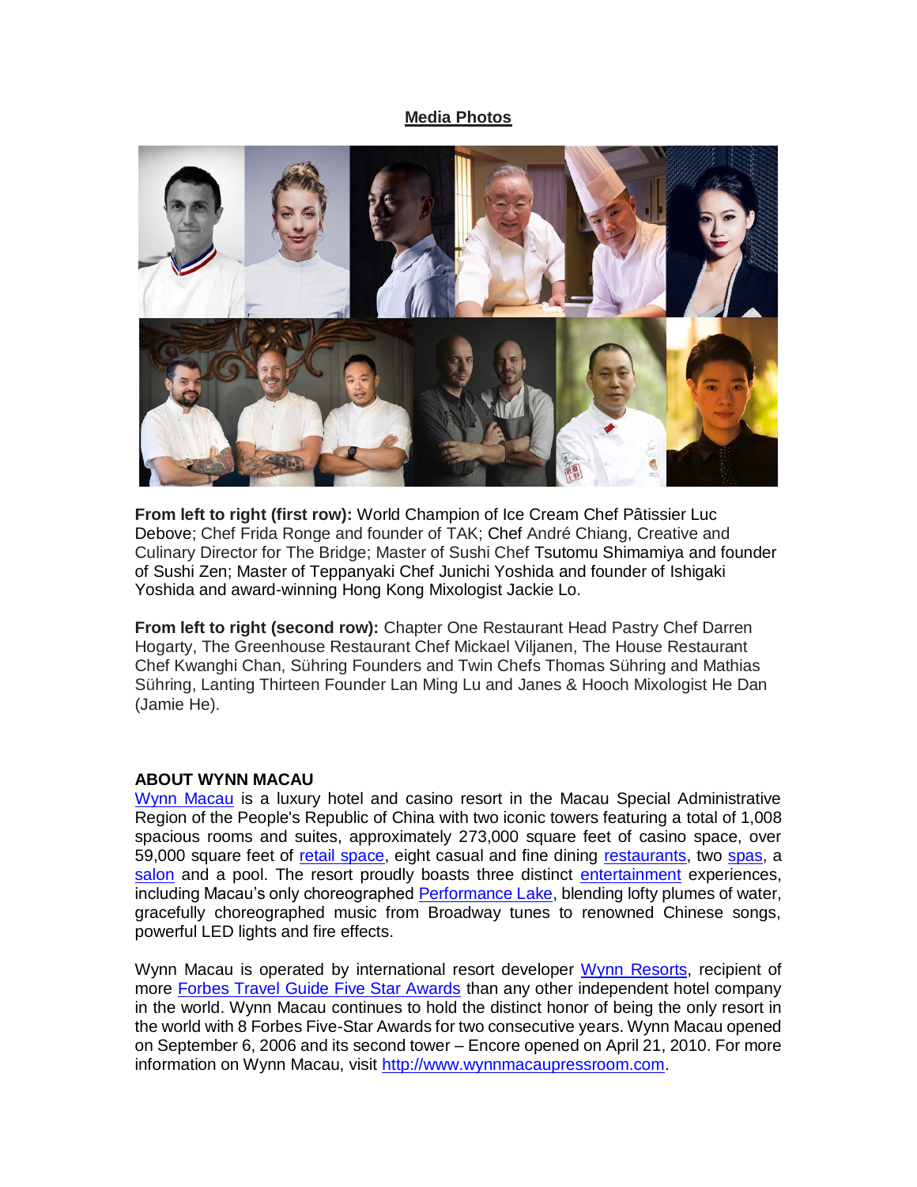**Media Photos**

**From left to right (first row):** World Champion of Ice Cream Chef Pâtissier Luc Debove; Chef Frida Ronge and founder of TAK; Chef André Chiang, Creative and Culinary Director for The Bridge; Master of Sushi Chef Tsutomu Shimamiya and founder of Sushi Zen; Master of Teppanyaki Chef Junichi Yoshida and founder of Ishigaki Yoshida and award-winning Hong Kong Mixologist Jackie Lo.

**From left to right (second row):** Chapter One Restaurant Head Pastry Chef Darren Hogarty, The Greenhouse Restaurant Chef Mickael Viljanen, The House Restaurant Chef Kwanghi Chan, Sühring Founders and Twin Chefs Thomas Sühring and Mathias Sühring, Lanting Thirteen Founder Lan Ming Lu and Janes & Hooch Mixologist He Dan (Jamie He).

**ABOUT WYNN MACAU**

Wynn Macau is a luxury hotel and casino resort in the Macau Special Administrative Region of the People's Republic of China with two iconic towers featuring a total of 1,008 spacious rooms and suites, approximately 273,000 square feet of casino space, over 59,000 square feet of retail space, eight casual and fine dining restaurants, two spas, a salon and a pool. The resort proudly boasts three distinct entertainment experiences, including Macau's only choreographed Performance Lake, blending lofty plumes of water, gracefully choreographed music from Broadway tunes to renowned Chinese songs, powerful LED lights and fire effects.

Wynn Macau is operated by international resort developer Wynn Resorts, recipient of more Forbes Travel Guide Five Star Awards than any other independent hotel company in the world. Wynn Macau continues to hold the distinct honor of being the only resort in the world with 8 Forbes Five-Star Awards for two consecutive years. Wynn Macau opened on September 6, 2006 and its second tower – Encore opened on April 21, 2010. For more information on Wynn Macau, visit http://www.wynnmacaupressroom.com.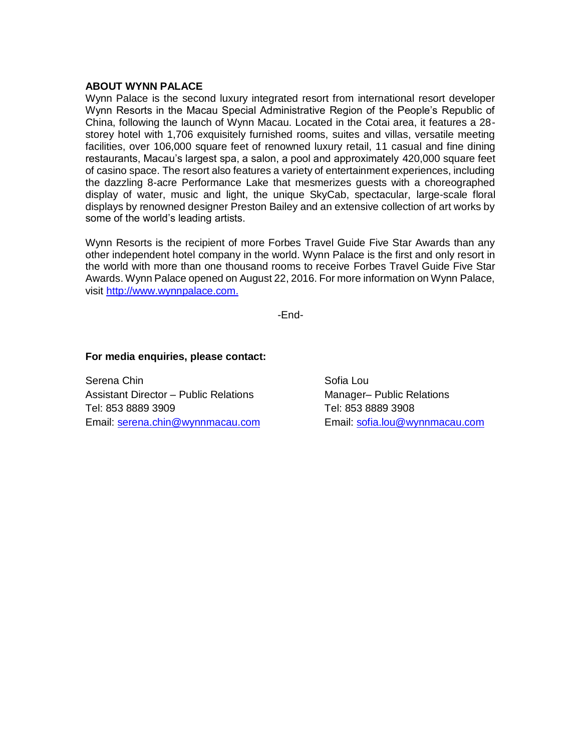**ABOUT WYNN PALACE**

Wynn Palace is the second luxury integrated resort from international resort developer Wynn Resorts in the Macau Special Administrative Region of the People's Republic of China, following the launch of Wynn Macau. Located in the Cotai area, it features a 28-storey hotel with 1,706 exquisitely furnished rooms, suites and villas, versatile meeting facilities, over 106,000 square feet of renowned luxury retail, 11 casual and fine dining restaurants, Macau's largest spa, a salon, a pool and approximately 420,000 square feet of casino space. The resort also features a variety of entertainment experiences, including the dazzling 8-acre Performance Lake that mesmerizes guests with a choreographed display of water, music and light, the unique SkyCab, spectacular, large-scale floral displays by renowned designer Preston Bailey and an extensive collection of art works by some of the world's leading artists.

Wynn Resorts is the recipient of more Forbes Travel Guide Five Star Awards than any other independent hotel company in the world. Wynn Palace is the first and only resort in the world with more than one thousand rooms to receive Forbes Travel Guide Five Star Awards. Wynn Palace opened on August 22, 2016. For more information on Wynn Palace, visit http://www.wynnpalace.com.

-End-

**For media enquiries, please contact:**

Serena Chin
Assistant Director – Public Relations
Tel: 853 8889 3909
Email: serena.chin@wynnmacau.com

Sofia Lou
Manager– Public Relations
Tel: 853 8889 3908
Email: sofia.lou@wynnmacau.com